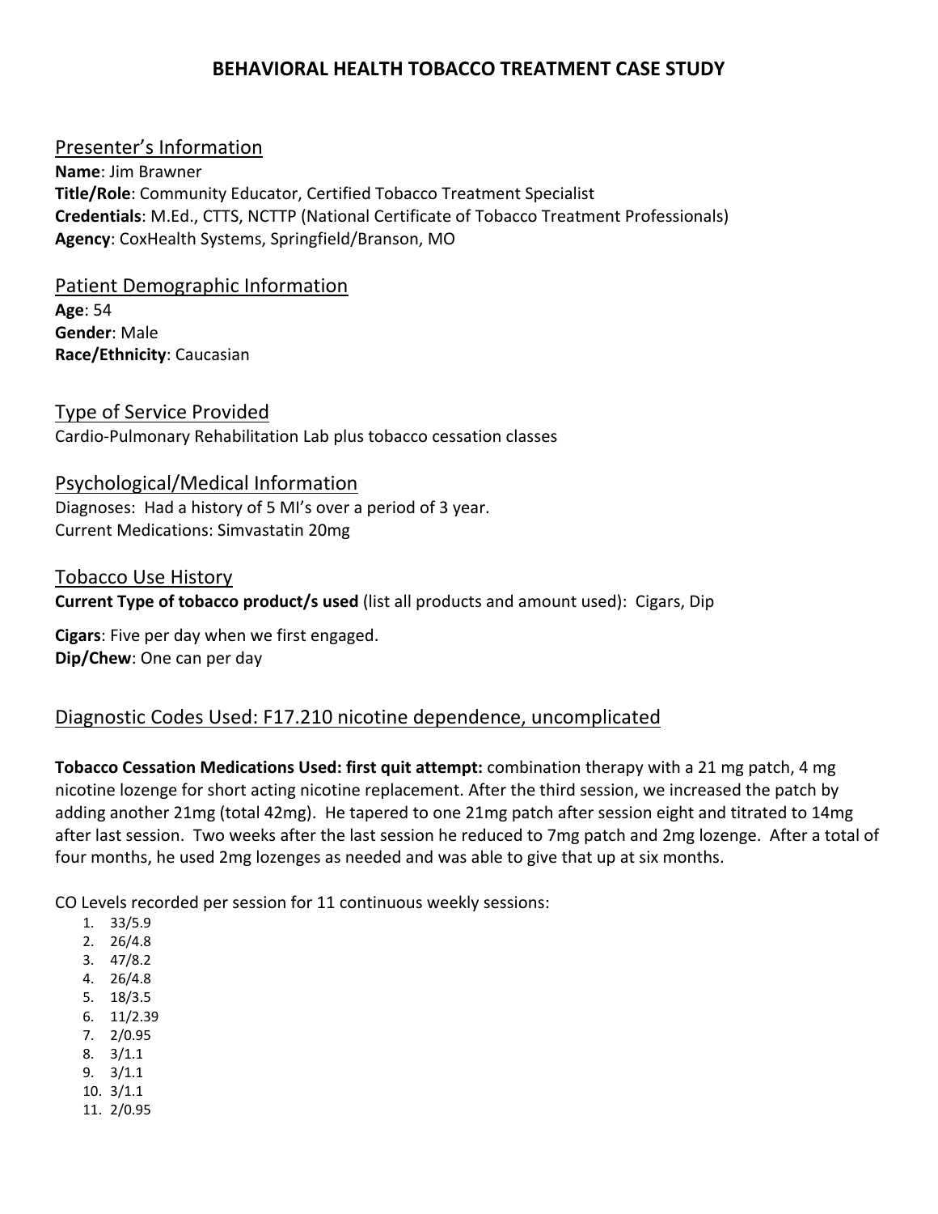# BEHAVIORAL HEALTH TOBACCO TREATMENT CASE STUDY

## Presenter's Information

**Name**: Jim Brawner
**Title/Role**: Community Educator, Certified Tobacco Treatment Specialist
**Credentials**: M.Ed., CTTS, NCTTP (National Certificate of Tobacco Treatment Professionals)
**Agency**: CoxHealth Systems, Springfield/Branson, MO

## Patient Demographic Information

**Age**: 54
**Gender**: Male
**Race/Ethnicity**: Caucasian

## Type of Service Provided

Cardio-Pulmonary Rehabilitation Lab plus tobacco cessation classes

## Psychological/Medical Information

Diagnoses: Had a history of 5 MI's over a period of 3 year.
Current Medications: Simvastatin 20mg

## Tobacco Use History

**Current Type of tobacco product/s used** (list all products and amount used): Cigars, Dip

**Cigars**: Five per day when we first engaged.
**Dip/Chew**: One can per day

## Diagnostic Codes Used: F17.210 nicotine dependence, uncomplicated

**Tobacco Cessation Medications Used: first quit attempt:** combination therapy with a 21 mg patch, 4 mg nicotine lozenge for short acting nicotine replacement. After the third session, we increased the patch by adding another 21mg (total 42mg). He tapered to one 21mg patch after session eight and titrated to 14mg after last session. Two weeks after the last session he reduced to 7mg patch and 2mg lozenge. After a total of four months, he used 2mg lozenges as needed and was able to give that up at six months.

CO Levels recorded per session for 11 continuous weekly sessions:

1. 33/5.9
2. 26/4.8
3. 47/8.2
4. 26/4.8
5. 18/3.5
6. 11/2.39
7. 2/0.95
8. 3/1.1
9. 3/1.1
10. 3/1.1
11. 2/0.95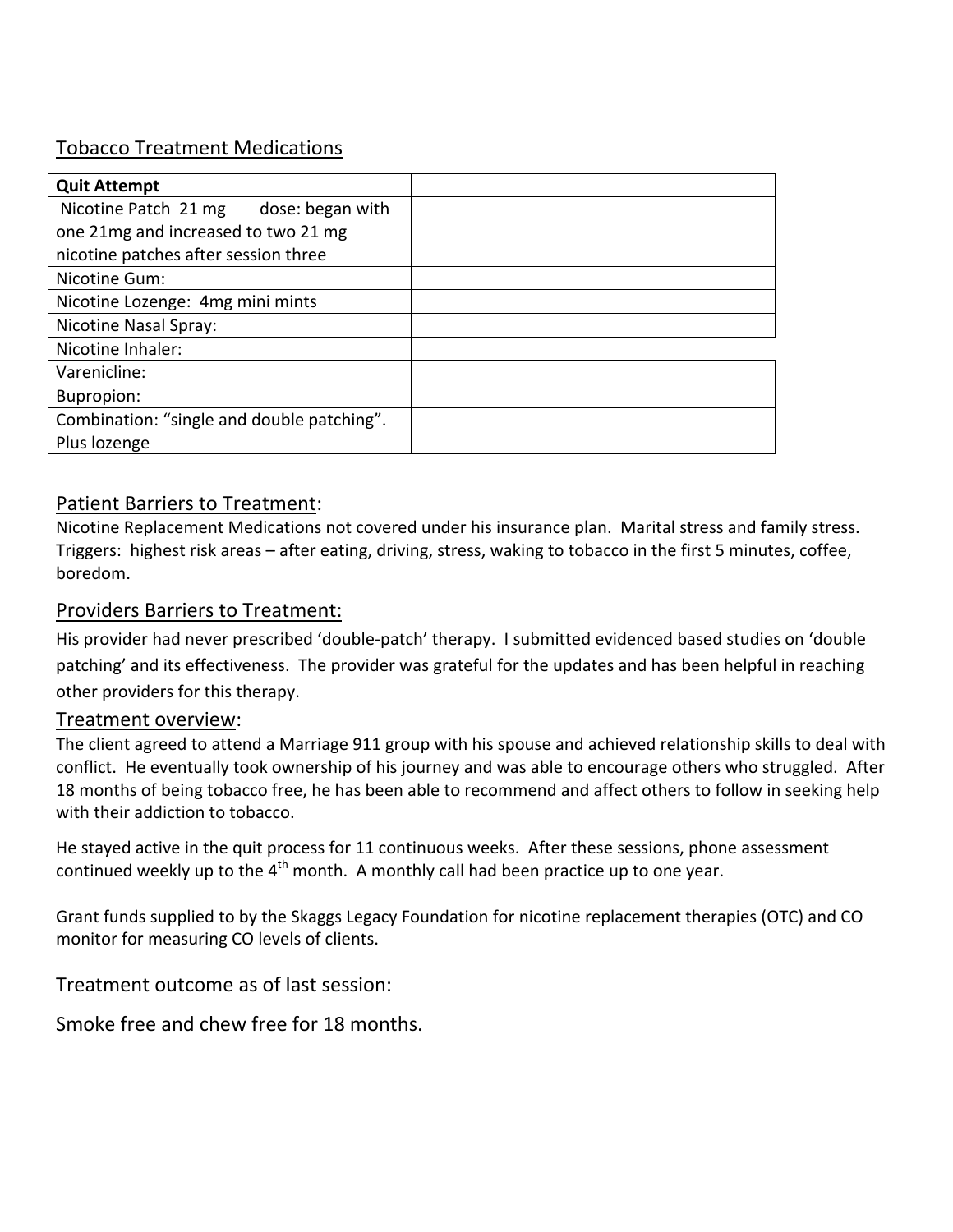## Tobacco Treatment Medications

| **Quit Attempt** | |
|---|---|
| Nicotine Patch 21 mg dose: began with one 21mg and increased to two 21 mg nicotine patches after session three | |
| Nicotine Gum: | |
| Nicotine Lozenge: 4mg mini mints | |
| Nicotine Nasal Spray: | |
| Nicotine Inhaler: | |
| Varenicline: | |
| Bupropion: | |
| Combination: "single and double patching". Plus lozenge | |

## Patient Barriers to Treatment:

Nicotine Replacement Medications not covered under his insurance plan. Marital stress and family stress. Triggers: highest risk areas – after eating, driving, stress, waking to tobacco in the first 5 minutes, coffee, boredom.

## Providers Barriers to Treatment:

His provider had never prescribed 'double-patch' therapy. I submitted evidenced based studies on 'double patching' and its effectiveness. The provider was grateful for the updates and has been helpful in reaching other providers for this therapy.

## Treatment overview:

The client agreed to attend a Marriage 911 group with his spouse and achieved relationship skills to deal with conflict. He eventually took ownership of his journey and was able to encourage others who struggled. After 18 months of being tobacco free, he has been able to recommend and affect others to follow in seeking help with their addiction to tobacco.

He stayed active in the quit process for 11 continuous weeks. After these sessions, phone assessment continued weekly up to the 4$^{th}$ month. A monthly call had been practice up to one year.

Grant funds supplied to by the Skaggs Legacy Foundation for nicotine replacement therapies (OTC) and CO monitor for measuring CO levels of clients.

## Treatment outcome as of last session:

Smoke free and chew free for 18 months.